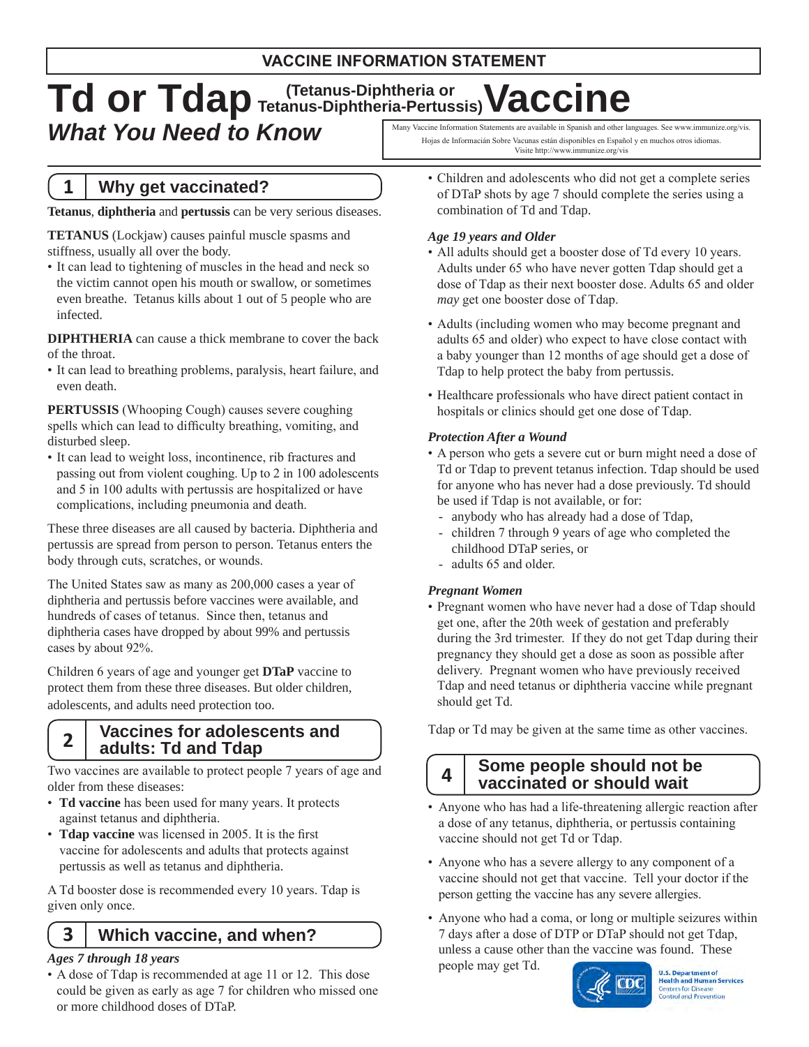**VACCINE INFORMATION STATEMENT**

# Td or Tdap (Tetanus-Diphtheria or Tetanus-Diphtheria-Pertussis) Vaccine

## *What You Need to Know*

Many Vaccine Information Statements are available in Spanish and other languages. See www.immunize.org/vis.
Hojas de Información Sobre Vacunas están disponibles en Español y en muchos otros idiomas. Visite http://www.immunize.org/vis

## 1 Why get vaccinated?

**Tetanus**, **diphtheria** and **pertussis** can be very serious diseases.

**TETANUS** (Lockjaw) causes painful muscle spasms and stiffness, usually all over the body.

- It can lead to tightening of muscles in the head and neck so the victim cannot open his mouth or swallow, or sometimes even breathe. Tetanus kills about 1 out of 5 people who are infected.

**DIPHTHERIA** can cause a thick membrane to cover the back of the throat.

- It can lead to breathing problems, paralysis, heart failure, and even death.

**PERTUSSIS** (Whooping Cough) causes severe coughing spells which can lead to difficulty breathing, vomiting, and disturbed sleep.

- It can lead to weight loss, incontinence, rib fractures and passing out from violent coughing. Up to 2 in 100 adolescents and 5 in 100 adults with pertussis are hospitalized or have complications, including pneumonia and death.

These three diseases are all caused by bacteria. Diphtheria and pertussis are spread from person to person. Tetanus enters the body through cuts, scratches, or wounds.

The United States saw as many as 200,000 cases a year of diphtheria and pertussis before vaccines were available, and hundreds of cases of tetanus. Since then, tetanus and diphtheria cases have dropped by about 99% and pertussis cases by about 92%.

Children 6 years of age and younger get **DTaP** vaccine to protect them from these three diseases. But older children, adolescents, and adults need protection too.

## 2 Vaccines for adolescents and adults: Td and Tdap

Two vaccines are available to protect people 7 years of age and older from these diseases:

- **Td vaccine** has been used for many years. It protects against tetanus and diphtheria.
- **Tdap vaccine** was licensed in 2005. It is the first vaccine for adolescents and adults that protects against pertussis as well as tetanus and diphtheria.

A Td booster dose is recommended every 10 years. Tdap is given only once.

## 3 Which vaccine, and when?

***Ages 7 through 18 years***

- A dose of Tdap is recommended at age 11 or 12. This dose could be given as early as age 7 for children who missed one or more childhood doses of DTaP.
- Children and adolescents who did not get a complete series of DTaP shots by age 7 should complete the series using a combination of Td and Tdap.

***Age 19 years and Older***

- All adults should get a booster dose of Td every 10 years. Adults under 65 who have never gotten Tdap should get a dose of Tdap as their next booster dose. Adults 65 and older *may* get one booster dose of Tdap.
- Adults (including women who may become pregnant and adults 65 and older) who expect to have close contact with a baby younger than 12 months of age should get a dose of Tdap to help protect the baby from pertussis.
- Healthcare professionals who have direct patient contact in hospitals or clinics should get one dose of Tdap.

***Protection After a Wound***

- A person who gets a severe cut or burn might need a dose of Td or Tdap to prevent tetanus infection. Tdap should be used for anyone who has never had a dose previously. Td should be used if Tdap is not available, or for:
  - anybody who has already had a dose of Tdap,
  - children 7 through 9 years of age who completed the childhood DTaP series, or
  - adults 65 and older.

***Pregnant Women***

- Pregnant women who have never had a dose of Tdap should get one, after the 20th week of gestation and preferably during the 3rd trimester. If they do not get Tdap during their pregnancy they should get a dose as soon as possible after delivery. Pregnant women who have previously received Tdap and need tetanus or diphtheria vaccine while pregnant should get Td.

Tdap or Td may be given at the same time as other vaccines.

## 4 Some people should not be vaccinated or should wait

- Anyone who has had a life-threatening allergic reaction after a dose of any tetanus, diphtheria, or pertussis containing vaccine should not get Td or Tdap.
- Anyone who has a severe allergy to any component of a vaccine should not get that vaccine. Tell your doctor if the person getting the vaccine has any severe allergies.
- Anyone who had a coma, or long or multiple seizures within 7 days after a dose of DTP or DTaP should not get Tdap, unless a cause other than the vaccine was found. These people may get Td.

U.S. Department of Health and Human Services
Centers for Disease Control and Prevention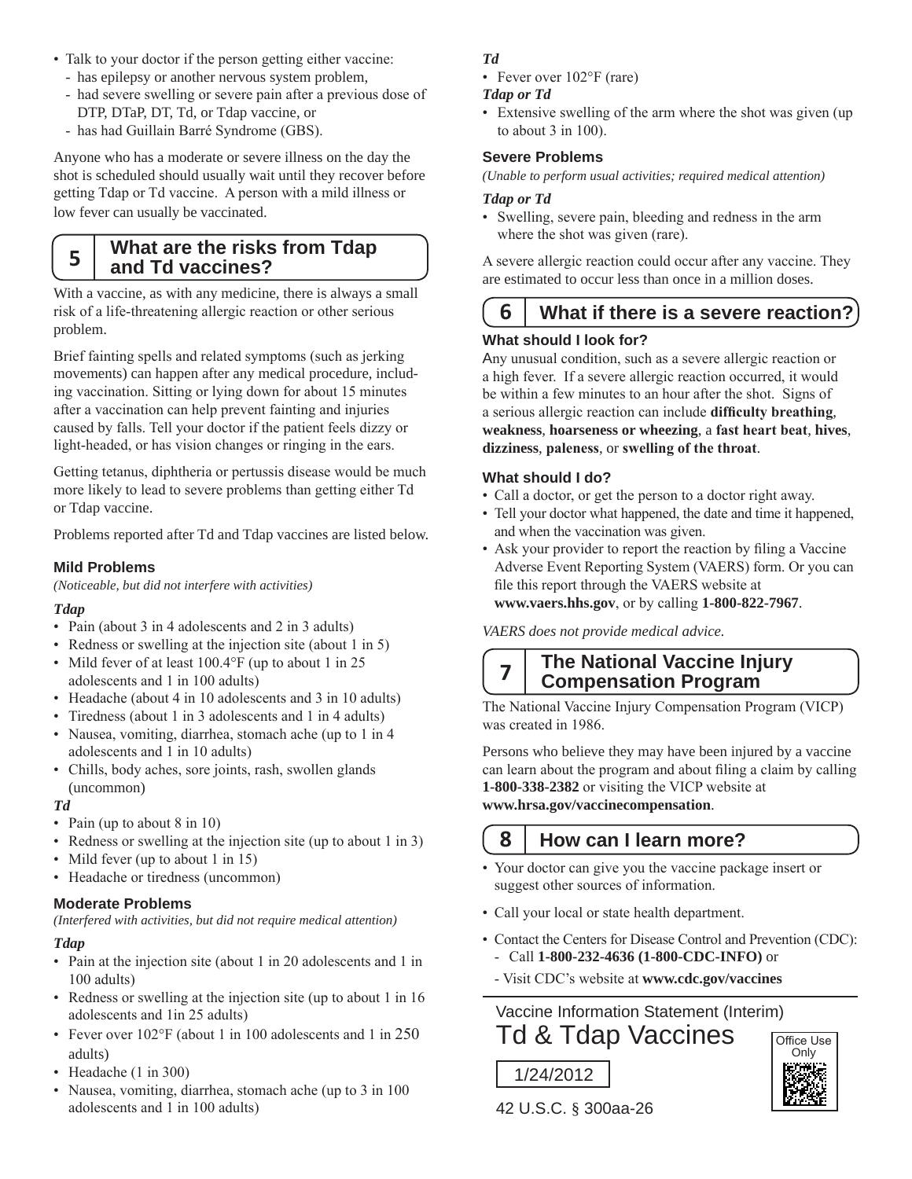- Talk to your doctor if the person getting either vaccine:
  - has epilepsy or another nervous system problem,
  - had severe swelling or severe pain after a previous dose of DTP, DTaP, DT, Td, or Tdap vaccine, or
  - has had Guillain Barré Syndrome (GBS).

Anyone who has a moderate or severe illness on the day the shot is scheduled should usually wait until they recover before getting Tdap or Td vaccine. A person with a mild illness or low fever can usually be vaccinated.

## 5 What are the risks from Tdap and Td vaccines?

With a vaccine, as with any medicine, there is always a small risk of a life-threatening allergic reaction or other serious problem.

Brief fainting spells and related symptoms (such as jerking movements) can happen after any medical procedure, including vaccination. Sitting or lying down for about 15 minutes after a vaccination can help prevent fainting and injuries caused by falls. Tell your doctor if the patient feels dizzy or light-headed, or has vision changes or ringing in the ears.

Getting tetanus, diphtheria or pertussis disease would be much more likely to lead to severe problems than getting either Td or Tdap vaccine.

Problems reported after Td and Tdap vaccines are listed below.

### Mild Problems

*(Noticeable, but did not interfere with activities)*

***Tdap***

- Pain (about 3 in 4 adolescents and 2 in 3 adults)
- Redness or swelling at the injection site (about 1 in 5)
- Mild fever of at least 100.4°F (up to about 1 in 25 adolescents and 1 in 100 adults)
- Headache (about 4 in 10 adolescents and 3 in 10 adults)
- Tiredness (about 1 in 3 adolescents and 1 in 4 adults)
- Nausea, vomiting, diarrhea, stomach ache (up to 1 in 4 adolescents and 1 in 10 adults)
- Chills, body aches, sore joints, rash, swollen glands (uncommon)

***Td***

- Pain (up to about 8 in 10)
- Redness or swelling at the injection site (up to about 1 in 3)
- Mild fever (up to about 1 in 15)
- Headache or tiredness (uncommon)

### Moderate Problems

*(Interfered with activities, but did not require medical attention)*

***Tdap***

- Pain at the injection site (about 1 in 20 adolescents and 1 in 100 adults)
- Redness or swelling at the injection site (up to about 1 in 16 adolescents and 1in 25 adults)
- Fever over 102°F (about 1 in 100 adolescents and 1 in 250 adults)
- Headache (1 in 300)
- Nausea, vomiting, diarrhea, stomach ache (up to 3 in 100 adolescents and 1 in 100 adults)

***Td***

- Fever over 102°F (rare)

***Tdap or Td***

- Extensive swelling of the arm where the shot was given (up to about 3 in 100).

### Severe Problems

*(Unable to perform usual activities; required medical attention)*

***Tdap or Td***

- Swelling, severe pain, bleeding and redness in the arm where the shot was given (rare).

A severe allergic reaction could occur after any vaccine. They are estimated to occur less than once in a million doses.

## 6 What if there is a severe reaction?

### What should I look for?

Any unusual condition, such as a severe allergic reaction or a high fever. If a severe allergic reaction occurred, it would be within a few minutes to an hour after the shot. Signs of a serious allergic reaction can include **difficulty breathing**, **weakness**, **hoarseness or wheezing**, a **fast heart beat**, **hives**, **dizziness**, **paleness**, or **swelling of the throat**.

### What should I do?

- Call a doctor, or get the person to a doctor right away.
- Tell your doctor what happened, the date and time it happened, and when the vaccination was given.
- Ask your provider to report the reaction by filing a Vaccine Adverse Event Reporting System (VAERS) form. Or you can file this report through the VAERS website at **www.vaers.hhs.gov**, or by calling **1-800-822-7967**.

*VAERS does not provide medical advice.*

## 7 The National Vaccine Injury Compensation Program

The National Vaccine Injury Compensation Program (VICP) was created in 1986.

Persons who believe they may have been injured by a vaccine can learn about the program and about filing a claim by calling **1-800-338-2382** or visiting the VICP website at **www.hrsa.gov/vaccinecompensation**.

## 8 How can I learn more?

- Your doctor can give you the vaccine package insert or suggest other sources of information.
- Call your local or state health department.
- Contact the Centers for Disease Control and Prevention (CDC):
  - Call **1-800-232-4636 (1-800-CDC-INFO)** or
  - Visit CDC's website at **www.cdc.gov/vaccines**

Vaccine Information Statement (Interim)

# Td & Tdap Vaccines

1/24/2012

42 U.S.C. § 300aa-26

Office Use Only